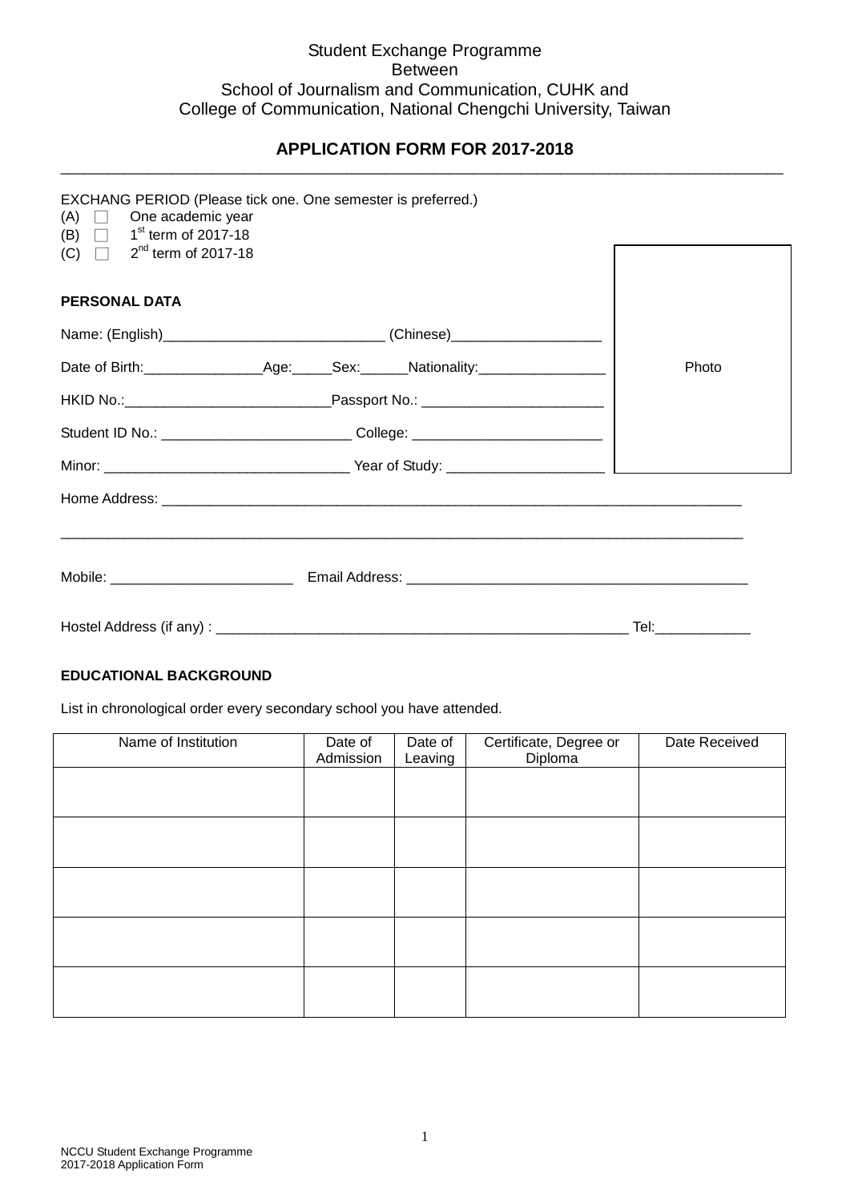Student Exchange Programme
Between
School of Journalism and Communication, CUHK and
College of Communication, National Chengchi University, Taiwan

## APPLICATION FORM FOR 2017-2018

EXCHANG PERIOD (Please tick one. One semester is preferred.)

(A) ☐ One academic year
(B) ☐ 1st term of 2017-18
(C) ☐ 2nd term of 2017-18

Photo

### PERSONAL DATA

Name: (English)____________________________ (Chinese)___________________

Date of Birth:_______________Age:_____Sex:______Nationality:________________

HKID No.:__________________________Passport No.: _______________________

Student ID No.: _______________________ College: ________________________

Minor: ______________________________ Year of Study: ____________________

Home Address: _____________________________________________________________________________

_______________________________________________________________________________________

Mobile: _______________________ Email Address: ___________________________________________

Hostel Address (if any) : ____________________________________________________ Tel:____________

### EDUCATIONAL BACKGROUND

List in chronological order every secondary school you have attended.

| Name of Institution | Date of Admission | Date of Leaving | Certificate, Degree or Diploma | Date Received |
|---|---|---|---|---|
| | | | | |
| | | | | |
| | | | | |
| | | | | |
| | | | | |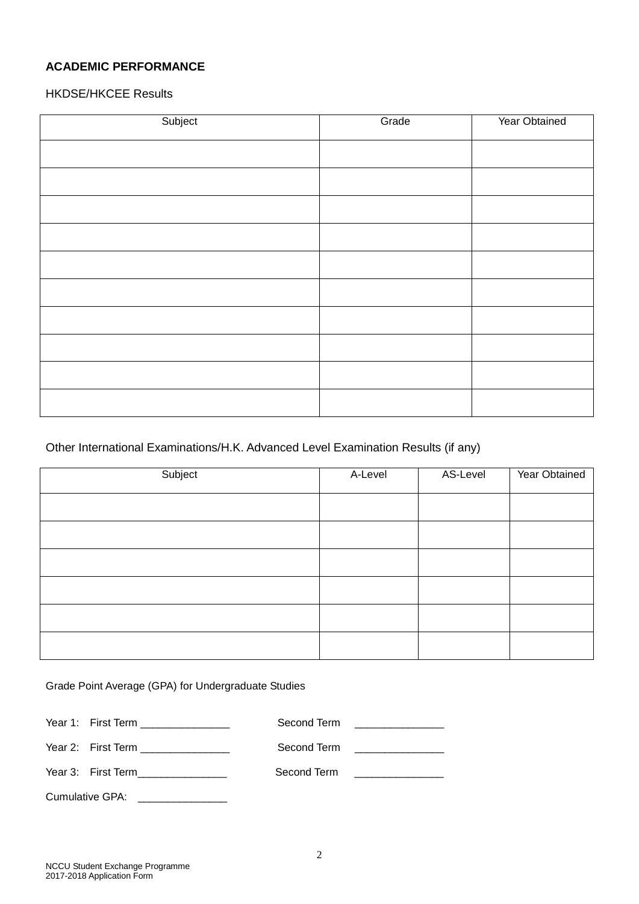**ACADEMIC PERFORMANCE**

HKDSE/HKCEE Results

| Subject | Grade | Year Obtained |
|---|---|---|
| | | |
| | | |
| | | |
| | | |
| | | |
| | | |
| | | |
| | | |
| | | |
| | | |

Other International Examinations/H.K. Advanced Level Examination Results (if any)

| Subject | A-Level | AS-Level | Year Obtained |
|---|---|---|---|
| | | | |
| | | | |
| | | | |
| | | | |
| | | | |
| | | | |

Grade Point Average (GPA) for Undergraduate Studies

Year 1: First Term _______________ Second Term _______________

Year 2: First Term _______________ Second Term _______________

Year 3: First Term_______________ Second Term _______________

Cumulative GPA: _______________

NCCU Student Exchange Programme
2017-2018 Application Form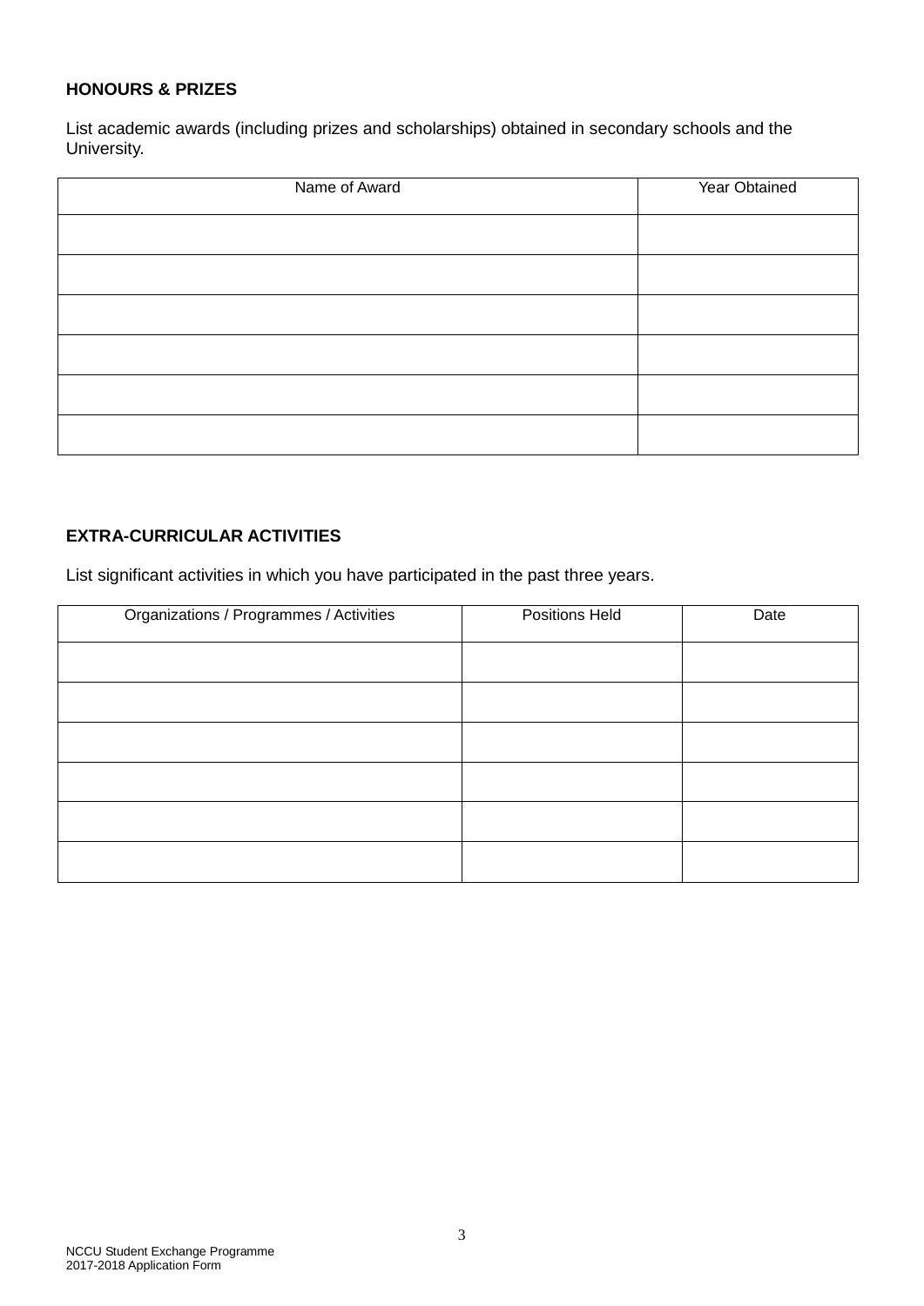**HONOURS & PRIZES**

List academic awards (including prizes and scholarships) obtained in secondary schools and the University.

| Name of Award | Year Obtained |
| --- | --- |
| | |
| | |
| | |
| | |
| | |
| | |

**EXTRA-CURRICULAR ACTIVITIES**

List significant activities in which you have participated in the past three years.

| Organizations / Programmes / Activities | Positions Held | Date |
| --- | --- | --- |
| | | |
| | | |
| | | |
| | | |
| | | |
| | | |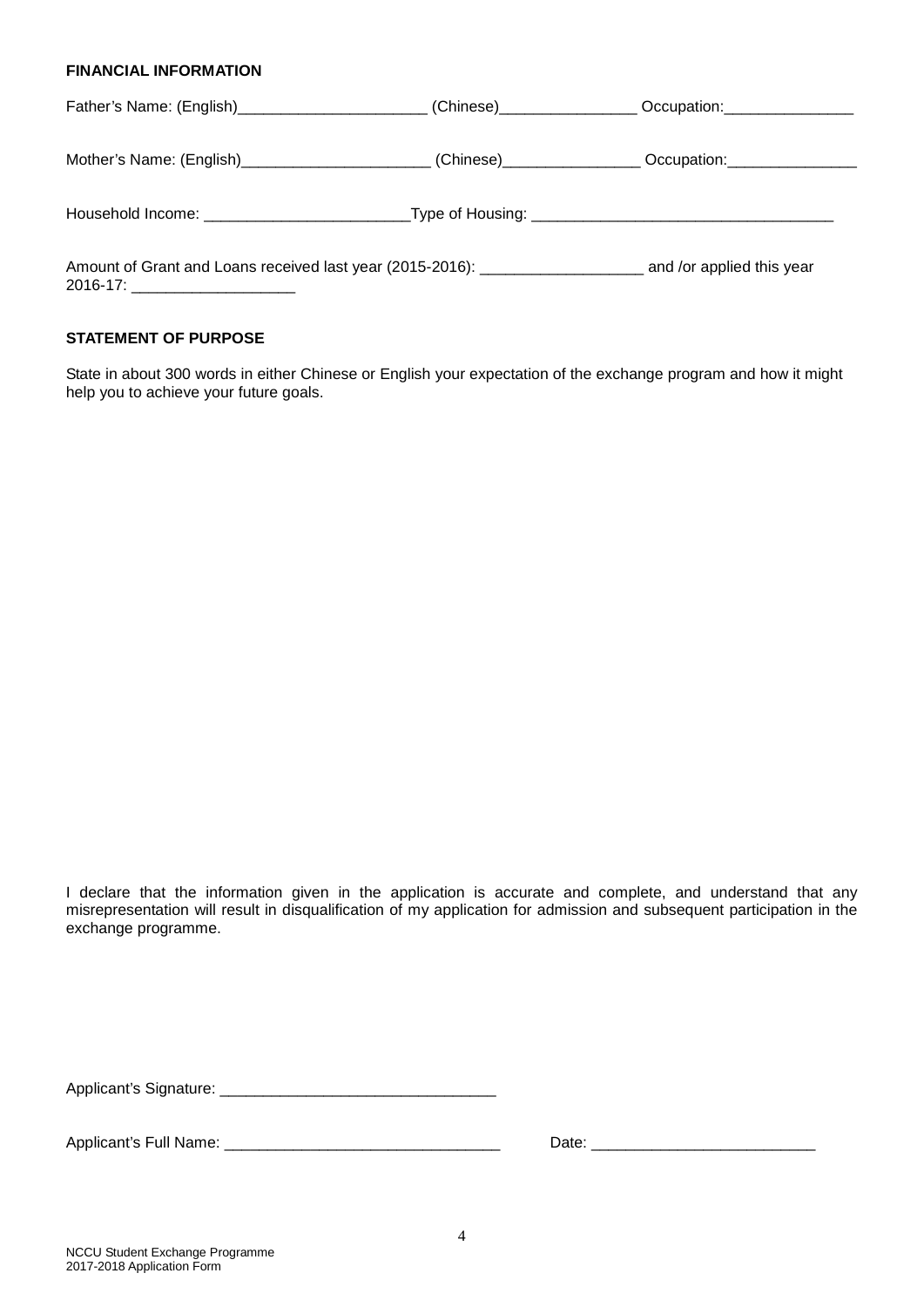**FINANCIAL INFORMATION**

Father's Name: (English)______________________ (Chinese)________________ Occupation:_______________

Mother's Name: (English)______________________ (Chinese)________________ Occupation:_______________

Household Income: ________________________Type of Housing: ___________________________________

Amount of Grant and Loans received last year (2015-2016): ___________________ and /or applied this year 2016-17: ___________________

**STATEMENT OF PURPOSE**

State in about 300 words in either Chinese or English your expectation of the exchange program and how it might help you to achieve your future goals.

I declare that the information given in the application is accurate and complete, and understand that any misrepresentation will result in disqualification of my application for admission and subsequent participation in the exchange programme.

Applicant's Signature: ________________________________

Applicant's Full Name: ________________________________ Date: __________________________